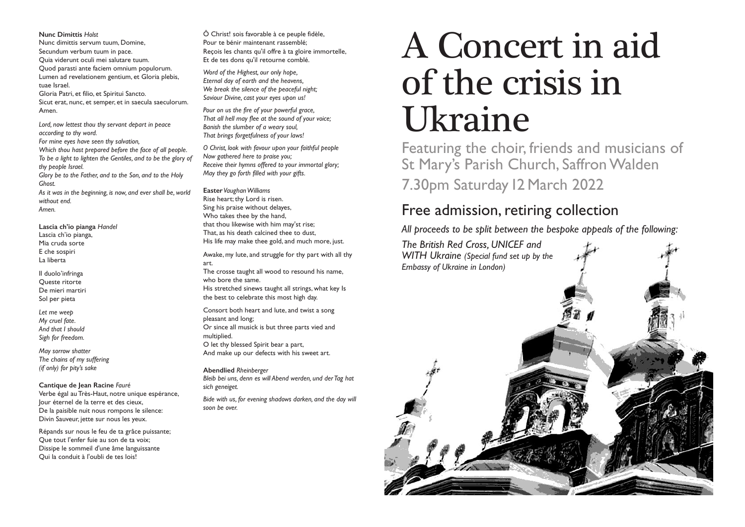**Nunc Dimittis** *Holst*
Nunc dimittis servum tuum, Domine,
Secundum verbum tuum in pace.
Quia viderunt oculi mei salutare tuum.
Quod parasti ante faciem omnium populorum.
Lumen ad revelationem gentium, et Gloria plebis, tuae Israel.
Gloria Patri, et filio, et Spiritui Sancto.
Sicut erat, nunc, et semper, et in saecula saeculorum.
Amen.

*Lord, now lettest thou thy servant depart in peace according to thy word.*
*For mine eyes have seen thy salvation,*
*Which thou hast prepared before the face of all people.*
*To be a light to lighten the Gentiles, and to be the glory of thy people Israel.*
*Glory be to the Father, and to the Son, and to the Holy Ghost.*
*As it was in the beginning, is now, and ever shall be, world without end.*
*Amen.*

**Lascia ch'io pianga** *Handel*
Lascia ch'io pianga,
Mia cruda sorte
E che sospiri
La liberta

Il duolo'infringa
Queste ritorte
De mieri martiri
Sol per pieta

*Let me weep*
*My cruel fate.*
*And that I should*
*Sigh for freedom.*

*May sorrow shatter*
*The chains of my suffering*
*(if only) for pity's sake*

**Cantique de Jean Racine** *Fauré*
Verbe égal au Très-Haut, notre unique espérance,
Jour éternel de la terre et des cieux,
De la paisible nuit nous rompons le silence:
Divin Sauveur, jette sur nous les yeux.

Répands sur nous le feu de ta grâce puissante;
Que tout l'enfer fuie au son de ta voix;
Dissipe le sommeil d'une âme languissante
Qui la conduit à l'oubli de tes lois!

Ô Christ! sois favorable à ce peuple fidèle,
Pour te bénir maintenant rassemblé;
Reçois les chants qu'il offre à ta gloire immortelle,
Et de tes dons qu'il retourne comblé.

*Word of the Highest, our only hope,*
*Eternal day of earth and the heavens,*
*We break the silence of the peaceful night;*
*Saviour Divine, cast your eyes upon us!*

*Pour on us the fire of your powerful grace,*
*That all hell may flee at the sound of your voice;*
*Banish the slumber of a weary soul,*
*That brings forgetfulness of your laws!*

*O Christ, look with favour upon your faithful people*
*Now gathered here to praise you;*
*Receive their hymns offered to your immortal glory;*
*May they go forth filled with your gifts.*

**Easter** *Vaughan Williams*
Rise heart; thy Lord is risen.
Sing his praise without delayes,
Who takes thee by the hand,
that thou likewise with him may'st rise;
That, as his death calcined thee to dust,
His life may make thee gold, and much more, just.

Awake, my lute, and struggle for thy part with all thy art.
The crosse taught all wood to resound his name, who bore the same.
His stretched sinews taught all strings, what key Is the best to celebrate this most high day.

Consort both heart and lute, and twist a song pleasant and long;
Or since all musick is but three parts vied and multiplied.
O let thy blessed Spirit bear a part,
And make up our defects with his sweet art.

**Abendlied** *Rheinberger*
*Bleib bei uns, denn es will Abend werden, und der Tag hat sich geneiget.*

*Bide with us, for evening shadows darken, and the day will soon be over.*

# A Concert in aid of the crisis in Ukraine

Featuring the choir, friends and musicians of St Mary's Parish Church, Saffron Walden

7.30pm Saturday 12 March 2022

## Free admission, retiring collection

*All proceeds to be split between the bespoke appeals of the following:*

*The British Red Cross, UNICEF and WITH Ukraine (Special fund set up by the Embassy of Ukraine in London)*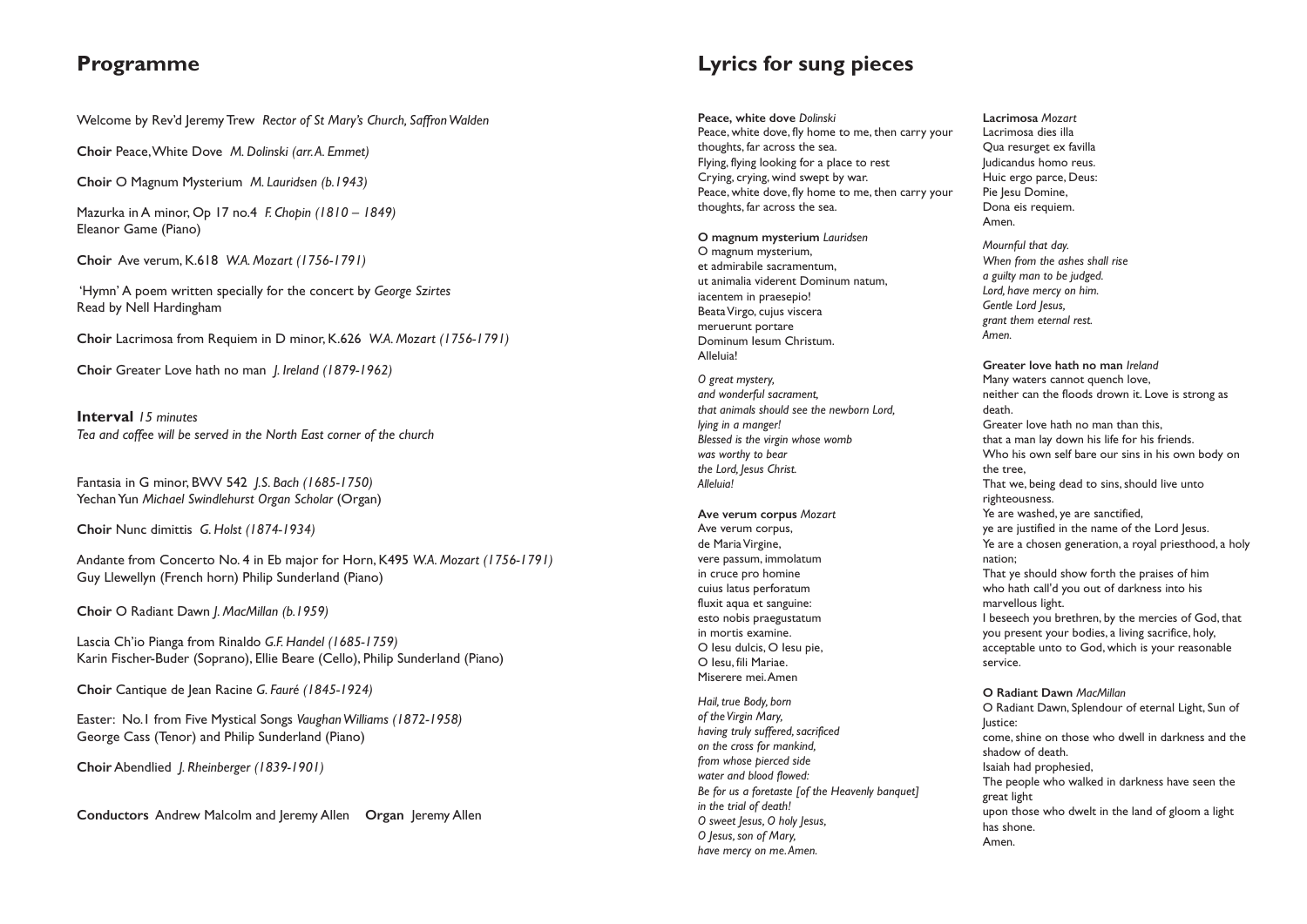## Programme

Welcome by Rev'd Jeremy Trew *Rector of St Mary's Church, Saffron Walden*

**Choir** Peace, White Dove *M. Dolinski (arr. A. Emmet)*

**Choir** O Magnum Mysterium *M. Lauridsen (b.1943)*

Mazurka in A minor, Op 17 no.4 *F. Chopin (1810 – 1849)*
Eleanor Game (Piano)

**Choir** Ave verum, K.618 *W.A. Mozart (1756-1791)*

'Hymn' A poem written specially for the concert by *George Szirtes*
Read by Nell Hardingham

**Choir** Lacrimosa from Requiem in D minor, K.626 *W.A. Mozart (1756-1791)*

**Choir** Greater Love hath no man *J. Ireland (1879-1962)*

**Interval** *15 minutes*
*Tea and coffee will be served in the North East corner of the church*

Fantasia in G minor, BWV 542 *J.S. Bach (1685-1750)*
Yechan Yun *Michael Swindlehurst Organ Scholar* (Organ)

**Choir** Nunc dimittis *G. Holst (1874-1934)*

Andante from Concerto No. 4 in Eb major for Horn, K495 *W.A. Mozart (1756-1791)*
Guy Llewellyn (French horn) Philip Sunderland (Piano)

**Choir** O Radiant Dawn *J. MacMillan (b.1959)*

Lascia Ch'io Pianga from Rinaldo *G.F. Handel (1685-1759)*
Karin Fischer-Buder (Soprano), Ellie Beare (Cello), Philip Sunderland (Piano)

**Choir** Cantique de Jean Racine *G. Fauré (1845-1924)*

Easter: No.1 from Five Mystical Songs *Vaughan Williams (1872-1958)*
George Cass (Tenor) and Philip Sunderland (Piano)

**Choir** Abendlied *J. Rheinberger (1839-1901)*

**Conductors** Andrew Malcolm and Jeremy Allen **Organ** Jeremy Allen

## Lyrics for sung pieces

**Peace, white dove** *Dolinski*
Peace, white dove, fly home to me, then carry your thoughts, far across the sea.
Flying, flying looking for a place to rest
Crying, crying, wind swept by war.
Peace, white dove, fly home to me, then carry your thoughts, far across the sea.

**O magnum mysterium** *Lauridsen*
O magnum mysterium,
et admirabile sacramentum,
ut animalia viderent Dominum natum,
iacentem in praesepio!
Beata Virgo, cujus viscera
meruerunt portare
Dominum Iesum Christum.
Alleluia!

*O great mystery,*
*and wonderful sacrament,*
*that animals should see the newborn Lord,*
*lying in a manger!*
*Blessed is the virgin whose womb*
*was worthy to bear*
*the Lord, Jesus Christ.*
*Alleluia!*

**Ave verum corpus** *Mozart*
Ave verum corpus,
de Maria Virgine,
vere passum, immolatum
in cruce pro homine
cuius latus perforatum
fluxit aqua et sanguine:
esto nobis praegustatum
in mortis examine.
O Iesu dulcis, O Iesu pie,
O Iesu, fili Mariae.
Miserere mei. Amen

*Hail, true Body, born*
*of the Virgin Mary,*
*having truly suffered, sacrificed*
*on the cross for mankind,*
*from whose pierced side*
*water and blood flowed:*
*Be for us a foretaste [of the Heavenly banquet]*
*in the trial of death!*
*O sweet Jesus, O holy Jesus,*
*O Jesus, son of Mary,*
*have mercy on me. Amen.*

**Lacrimosa** *Mozart*
Lacrimosa dies illa
Qua resurget ex favilla
Judicandus homo reus.
Huic ergo parce, Deus:
Pie Jesu Domine,
Dona eis requiem.
Amen.

*Mournful that day.*
*When from the ashes shall rise*
*a guilty man to be judged.*
*Lord, have mercy on him.*
*Gentle Lord Jesus,*
*grant them eternal rest.*
*Amen.*

**Greater love hath no man** *Ireland*
Many waters cannot quench love,
neither can the floods drown it. Love is strong as death.
Greater love hath no man than this,
that a man lay down his life for his friends.
Who his own self bare our sins in his own body on the tree,
That we, being dead to sins, should live unto righteousness.
Ye are washed, ye are sanctified,
ye are justified in the name of the Lord Jesus.
Ye are a chosen generation, a royal priesthood, a holy nation;
That ye should show forth the praises of him
who hath call'd you out of darkness into his marvellous light.
I beseech you brethren, by the mercies of God, that you present your bodies, a living sacrifice, holy, acceptable unto to God, which is your reasonable service.

**O Radiant Dawn** *MacMillan*
O Radiant Dawn, Splendour of eternal Light, Sun of Justice:
come, shine on those who dwell in darkness and the shadow of death.
Isaiah had prophesied,
The people who walked in darkness have seen the great light
upon those who dwelt in the land of gloom a light has shone.
Amen.